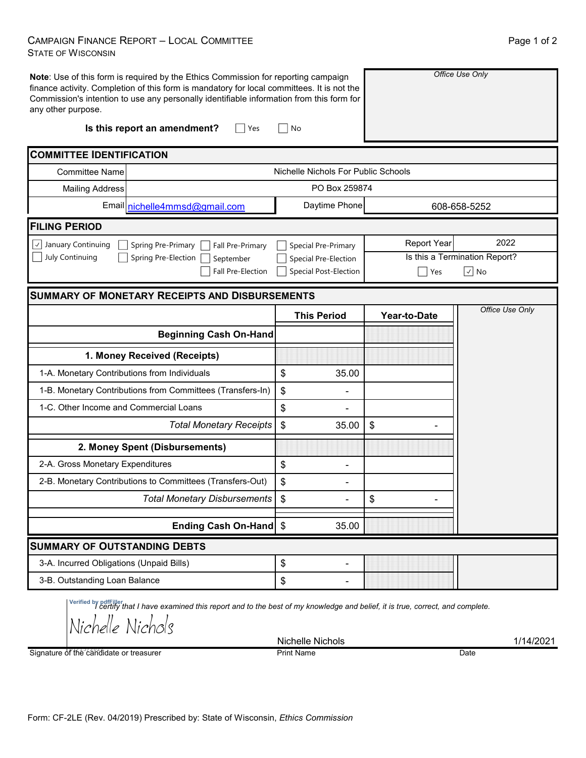# Campaign Finance Report – Local Committee
State of Wisconsin

**Note**: Use of this form is required by the Ethics Commission for reporting campaign finance activity. Completion of this form is mandatory for local committees. It is not the Commission's intention to use any personally identifiable information from this form for any other purpose.

*Office Use Only*

**Is this report an amendment?** ☐ Yes ☐ No

## COMMITTEE IDENTIFICATION

| | | | |
|---|---|---|---|
| Committee Name | Nichelle Nichols For Public Schools | | |
| Mailing Address | PO Box 259874 | | |
| Email | nichelle4mmsd@gmail.com | Daytime Phone | 608-658-5252 |

## FILING PERIOD

☑ January Continuing ☐ July Continuing ☐ Spring Pre-Primary ☐ Spring Pre-Election ☐ Fall Pre-Primary ☐ September ☐ Fall Pre-Election ☐ Special Pre-Primary ☐ Special Pre-Election ☐ Special Post-Election

Report Year: 2022

Is this a Termination Report? ☐ Yes ☑ No

## SUMMARY OF MONETARY RECEIPTS AND DISBURSEMENTS

| | This Period | Year-to-Date |
|---|---|---|
| **Beginning Cash On-Hand** | | |
| **1. Money Received (Receipts)** | | |
| 1-A. Monetary Contributions from Individuals | $ 35.00 | |
| 1-B. Monetary Contributions from Committees (Transfers-In) | $ - | |
| 1-C. Other Income and Commercial Loans | $ - | |
| *Total Monetary Receipts* | $ 35.00 | $ - |
| **2. Money Spent (Disbursements)** | | |
| 2-A. Gross Monetary Expenditures | $ - | |
| 2-B. Monetary Contributions to Committees (Transfers-Out) | $ - | |
| *Total Monetary Disbursements* | $ - | $ - |
| **Ending Cash On-Hand** | $ 35.00 | |

*Office Use Only*

## SUMMARY OF OUTSTANDING DEBTS

| | |
|---|---|
| 3-A. Incurred Obligations (Unpaid Bills) | $ - |
| 3-B. Outstanding Loan Balance | $ - |

*I certify that I have examined this report and to the best of my knowledge and belief, it is true, correct, and complete.*

Verified by pdfFiller

Nichelle Nichols

| Signature of the candidate or treasurer | Print Name | Date |
|---|---|---|
| Nichelle Nichols | Nichelle Nichols | 1/14/2021 |

Form: CF-2LE (Rev. 04/2019) Prescribed by: State of Wisconsin, *Ethics Commission*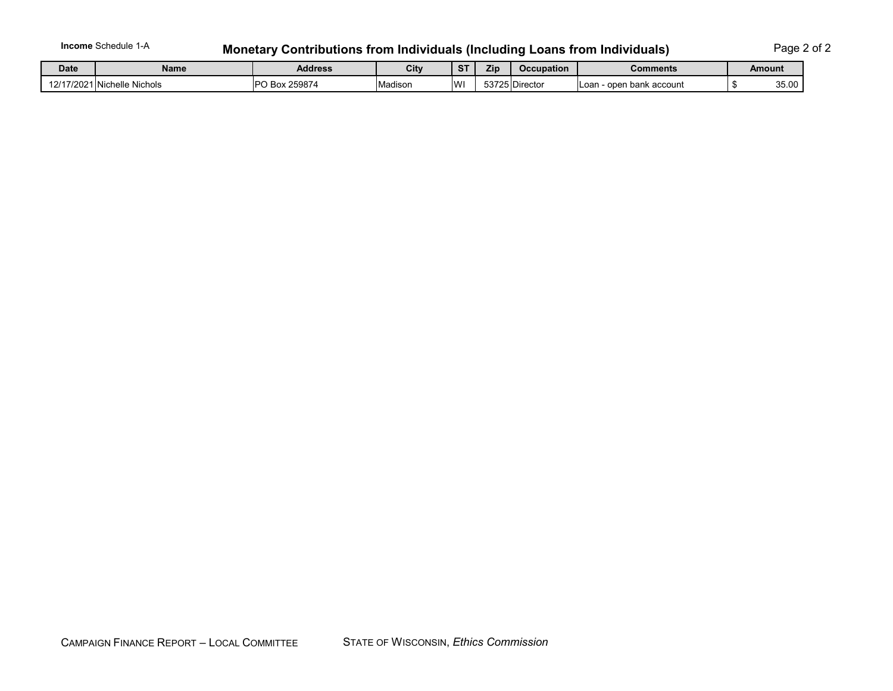**Income** Schedule 1-A

## Monetary Contributions from Individuals (Including Loans from Individuals)

| Date | Name | Address | City | ST | Zip | Occupation | Comments | Amount |
|---|---|---|---|---|---|---|---|---|
| 12/17/2021 | Nichelle Nichols | PO Box 259874 | Madison | WI | 53725 | Director | Loan - open bank account | $ 35.00 |

CAMPAIGN FINANCE REPORT – LOCAL COMMITTEE    STATE OF WISCONSIN, *Ethics Commission*